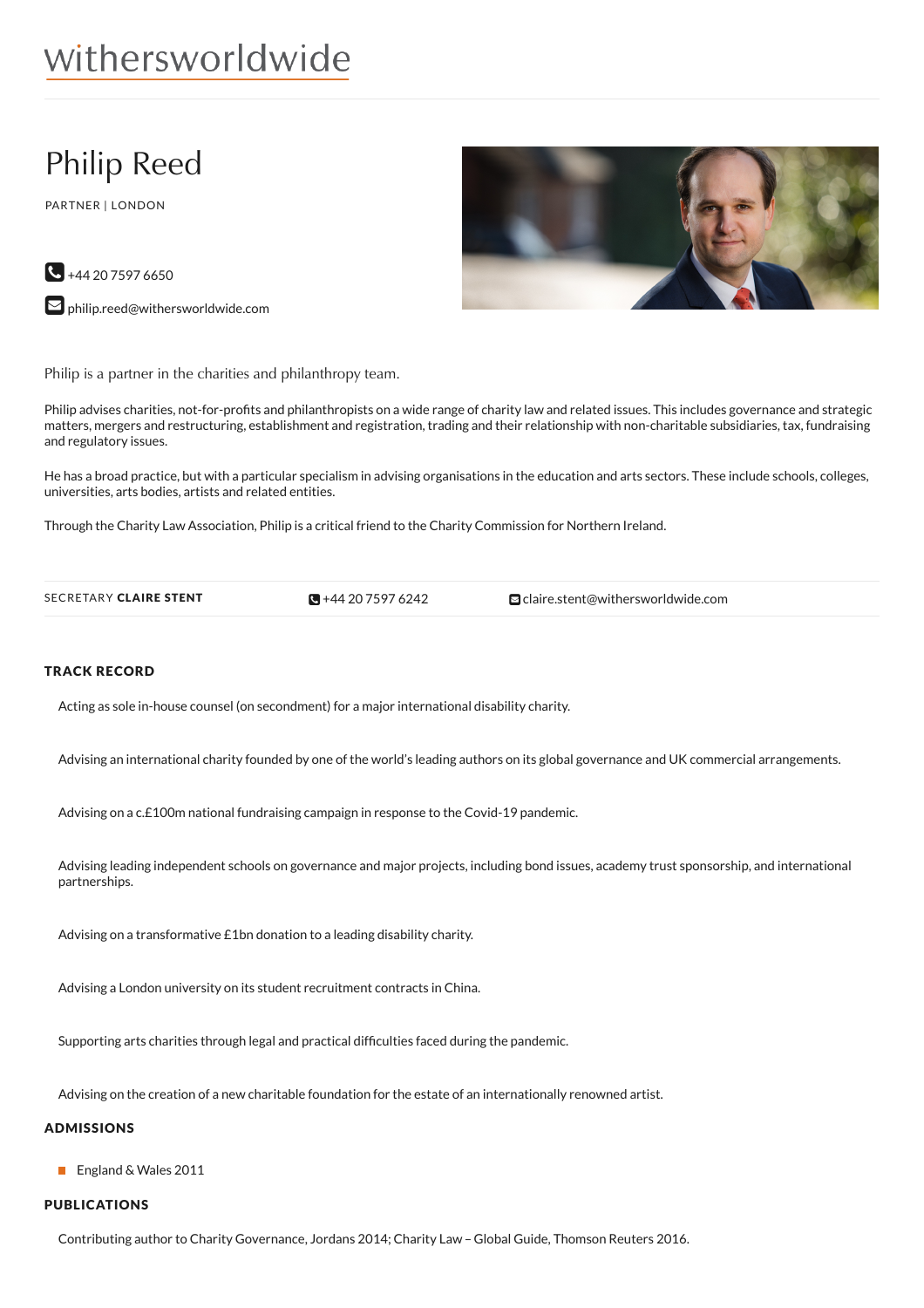withersworldwide

# Philip Reed

PARTNER | LONDON

+44 20 7597 6650

philip.reed@withersworldwide.com

Philip is a partner in the charities and philanthropy team.

Philip advises charities, not-for-profits and philanthropists on a wide range of charity law and related issues. This includes governance and strategic matters, mergers and restructuring, establishment and registration, trading and their relationship with non-charitable subsidiaries, tax, fundraising and regulatory issues.

He has a broad practice, but with a particular specialism in advising organisations in the education and arts sectors. These include schools, colleges, universities, arts bodies, artists and related entities.

Through the Charity Law Association, Philip is a critical friend to the Charity Commission for Northern Ireland.

SECRETARY **CLAIRE STENT** +44 20 7597 6242 claire.stent@withersworldwide.com

## TRACK RECORD

Acting as sole in-house counsel (on secondment) for a major international disability charity.

Advising an international charity founded by one of the world's leading authors on its global governance and UK commercial arrangements.

Advising on a c.£100m national fundraising campaign in response to the Covid-19 pandemic.

Advising leading independent schools on governance and major projects, including bond issues, academy trust sponsorship, and international partnerships.

Advising on a transformative £1bn donation to a leading disability charity.

Advising a London university on its student recruitment contracts in China.

Supporting arts charities through legal and practical difficulties faced during the pandemic.

Advising on the creation of a new charitable foundation for the estate of an internationally renowned artist.

## ADMISSIONS

- England & Wales 2011

## PUBLICATIONS

Contributing author to Charity Governance, Jordans 2014; Charity Law – Global Guide, Thomson Reuters 2016.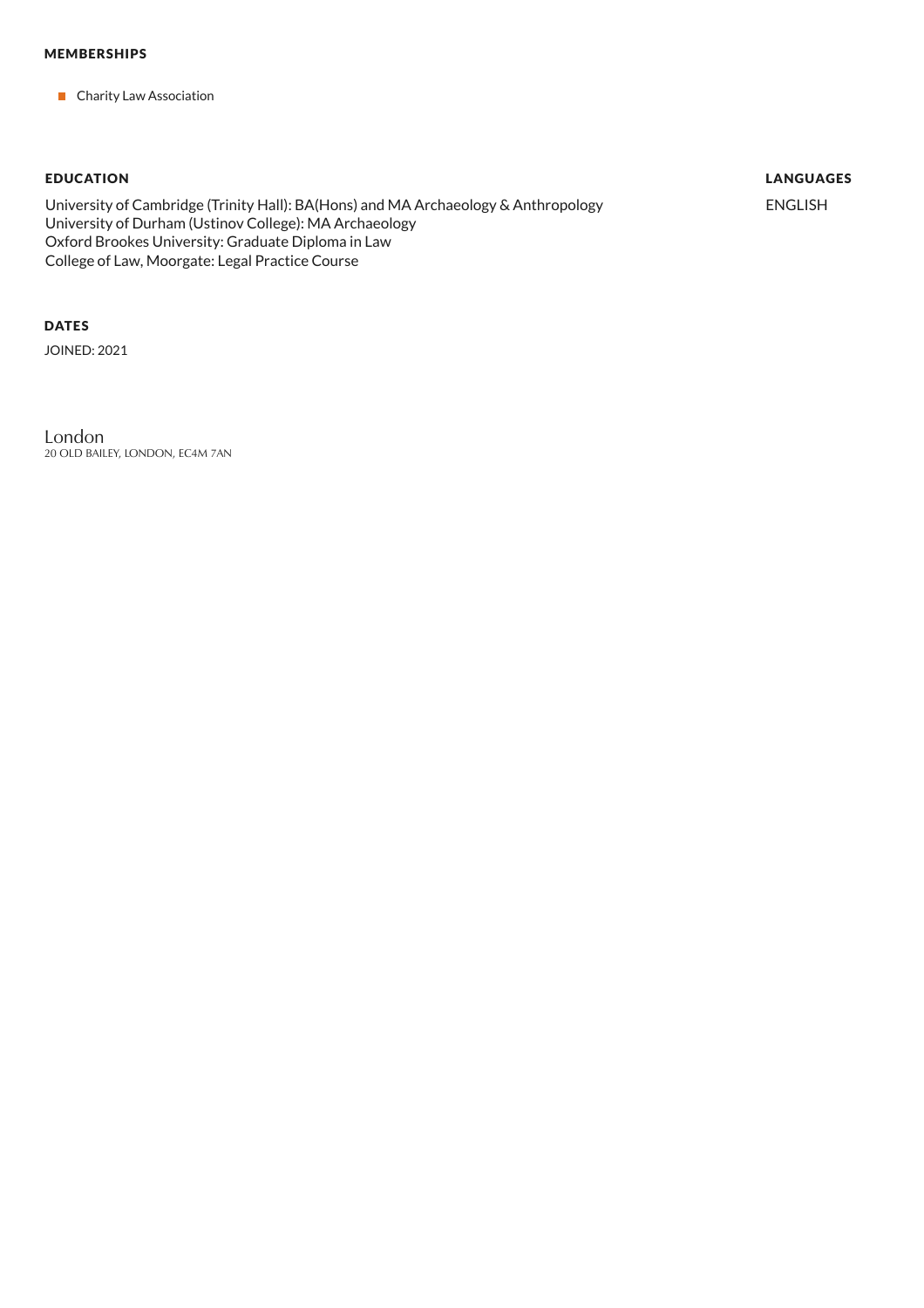## MEMBERSHIPS

- Charity Law Association

## EDUCATION

University of Cambridge (Trinity Hall): BA(Hons) and MA Archaeology & Anthropology
University of Durham (Ustinov College): MA Archaeology
Oxford Brookes University: Graduate Diploma in Law
College of Law, Moorgate: Legal Practice Course

## LANGUAGES

ENGLISH

## DATES

JOINED: 2021

London
20 OLD BAILEY, LONDON, EC4M 7AN